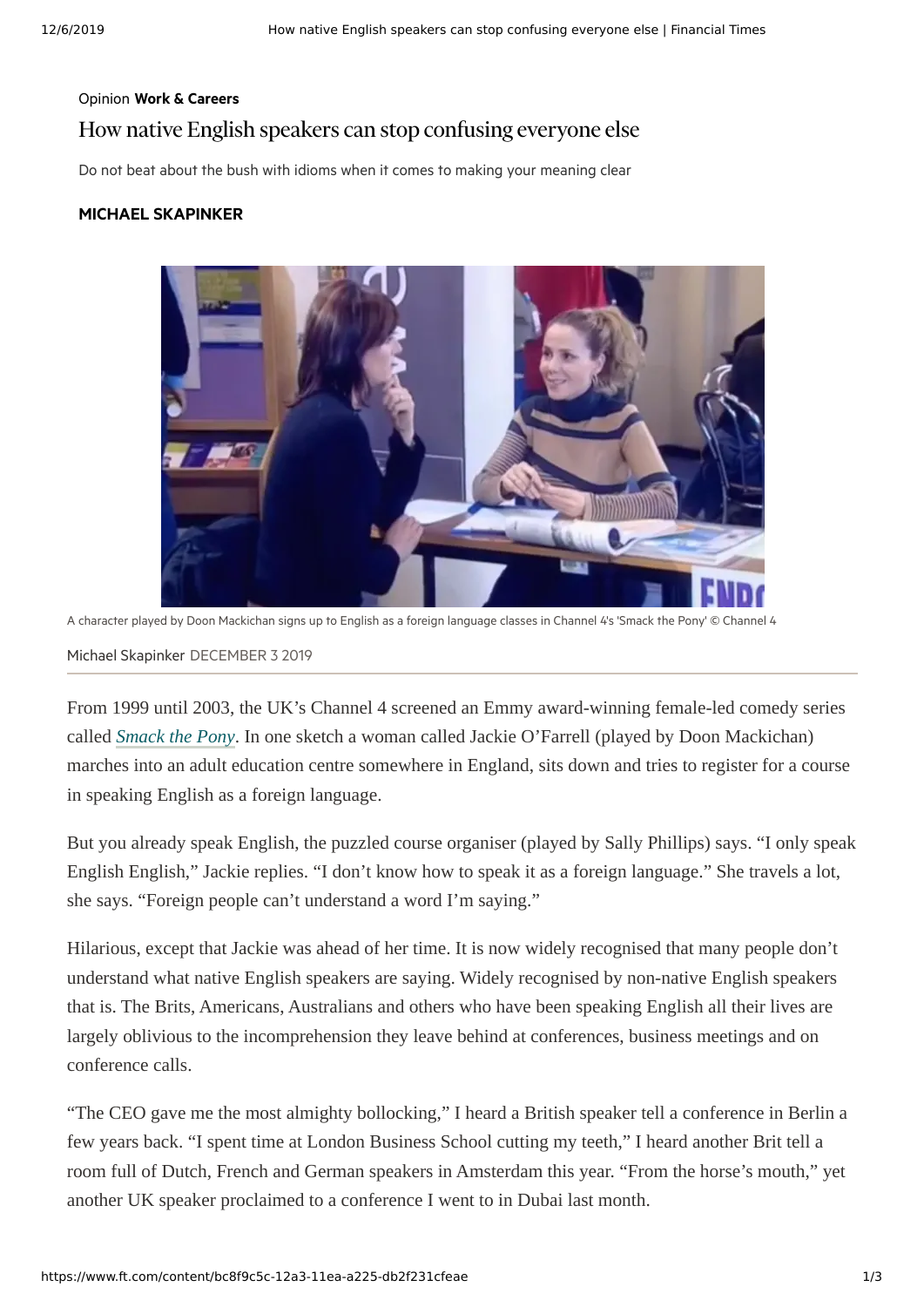Opinion **Work & Careers**

# How native English speakers can stop confusing everyone else

Do not beat about the bush with idioms when it comes to making your meaning clear

**MICHAEL SKAPINKER**

A character played by Doon Mackichan signs up to English as a foreign language classes in Channel 4's 'Smack the Pony' © Channel 4

Michael Skapinker DECEMBER 3 2019

From 1999 until 2003, the UK's Channel 4 screened an Emmy award-winning female-led comedy series called *Smack the Pony*. In one sketch a woman called Jackie O'Farrell (played by Doon Mackichan) marches into an adult education centre somewhere in England, sits down and tries to register for a course in speaking English as a foreign language.

But you already speak English, the puzzled course organiser (played by Sally Phillips) says. "I only speak English English," Jackie replies. "I don't know how to speak it as a foreign language." She travels a lot, she says. "Foreign people can't understand a word I'm saying."

Hilarious, except that Jackie was ahead of her time. It is now widely recognised that many people don't understand what native English speakers are saying. Widely recognised by non-native English speakers that is. The Brits, Americans, Australians and others who have been speaking English all their lives are largely oblivious to the incomprehension they leave behind at conferences, business meetings and on conference calls.

"The CEO gave me the most almighty bollocking," I heard a British speaker tell a conference in Berlin a few years back. "I spent time at London Business School cutting my teeth," I heard another Brit tell a room full of Dutch, French and German speakers in Amsterdam this year. "From the horse's mouth," yet another UK speaker proclaimed to a conference I went to in Dubai last month.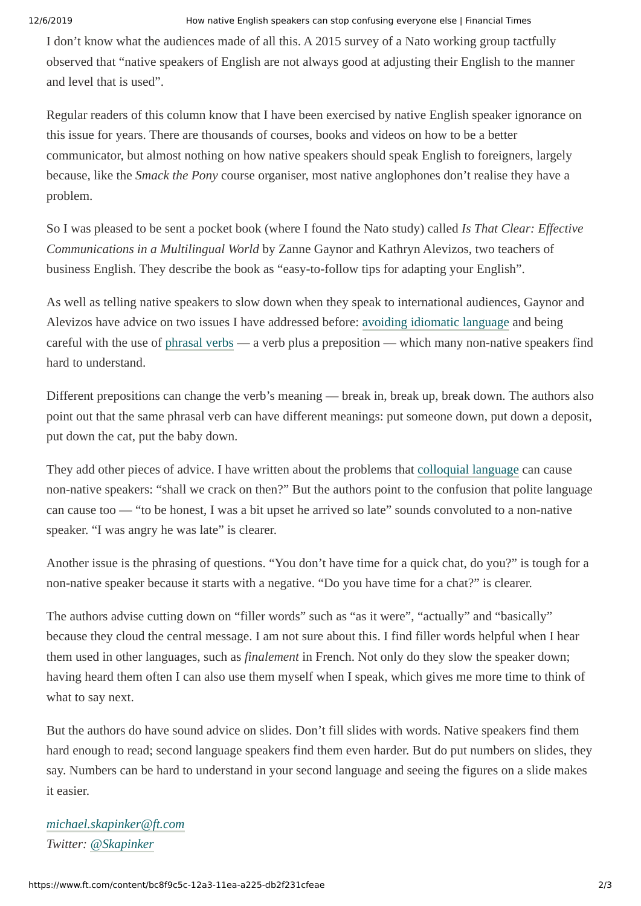I don't know what the audiences made of all this. A 2015 survey of a Nato working group tactfully observed that "native speakers of English are not always good at adjusting their English to the manner and level that is used".

Regular readers of this column know that I have been exercised by native English speaker ignorance on this issue for years. There are thousands of courses, books and videos on how to be a better communicator, but almost nothing on how native speakers should speak English to foreigners, largely because, like the *Smack the Pony* course organiser, most native anglophones don't realise they have a problem.

So I was pleased to be sent a pocket book (where I found the Nato study) called *Is That Clear: Effective Communications in a Multilingual World* by Zanne Gaynor and Kathryn Alevizos, two teachers of business English. They describe the book as "easy-to-follow tips for adapting your English".

As well as telling native speakers to slow down when they speak to international audiences, Gaynor and Alevizos have advice on two issues I have addressed before: avoiding idiomatic language and being careful with the use of phrasal verbs — a verb plus a preposition — which many non-native speakers find hard to understand.

Different prepositions can change the verb's meaning — break in, break up, break down. The authors also point out that the same phrasal verb can have different meanings: put someone down, put down a deposit, put down the cat, put the baby down.

They add other pieces of advice. I have written about the problems that colloquial language can cause non-native speakers: "shall we crack on then?" But the authors point to the confusion that polite language can cause too — "to be honest, I was a bit upset he arrived so late" sounds convoluted to a non-native speaker. "I was angry he was late" is clearer.

Another issue is the phrasing of questions. "You don't have time for a quick chat, do you?" is tough for a non-native speaker because it starts with a negative. "Do you have time for a chat?" is clearer.

The authors advise cutting down on "filler words" such as "as it were", "actually" and "basically" because they cloud the central message. I am not sure about this. I find filler words helpful when I hear them used in other languages, such as *finalement* in French. Not only do they slow the speaker down; having heard them often I can also use them myself when I speak, which gives me more time to think of what to say next.

But the authors do have sound advice on slides. Don't fill slides with words. Native speakers find them hard enough to read; second language speakers find them even harder. But do put numbers on slides, they say. Numbers can be hard to understand in your second language and seeing the figures on a slide makes it easier.

*michael.skapinker@ft.com*
*Twitter: @Skapinker*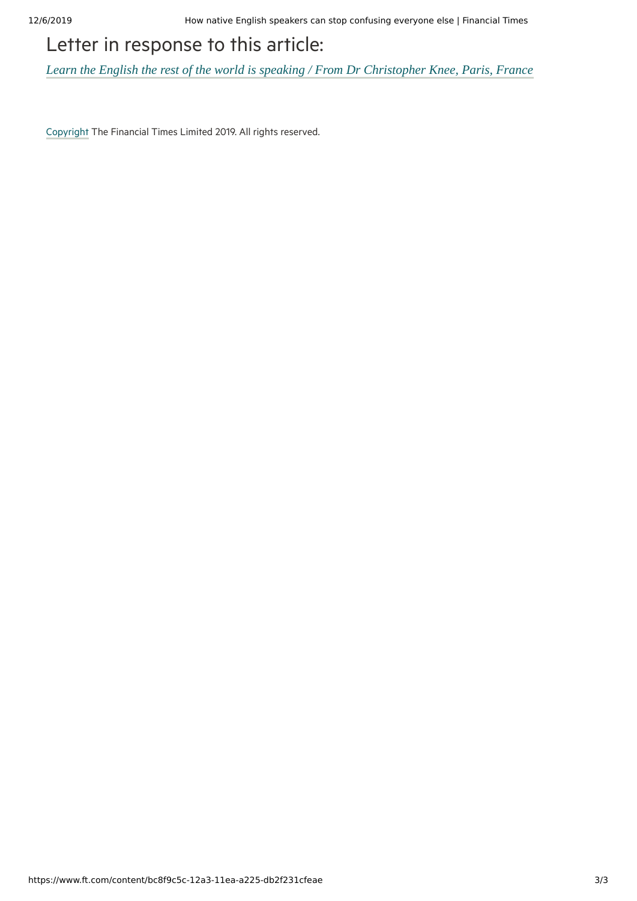# Letter in response to this article:

*Learn the English the rest of the world is speaking / From Dr Christopher Knee, Paris, France*

Copyright The Financial Times Limited 2019. All rights reserved.